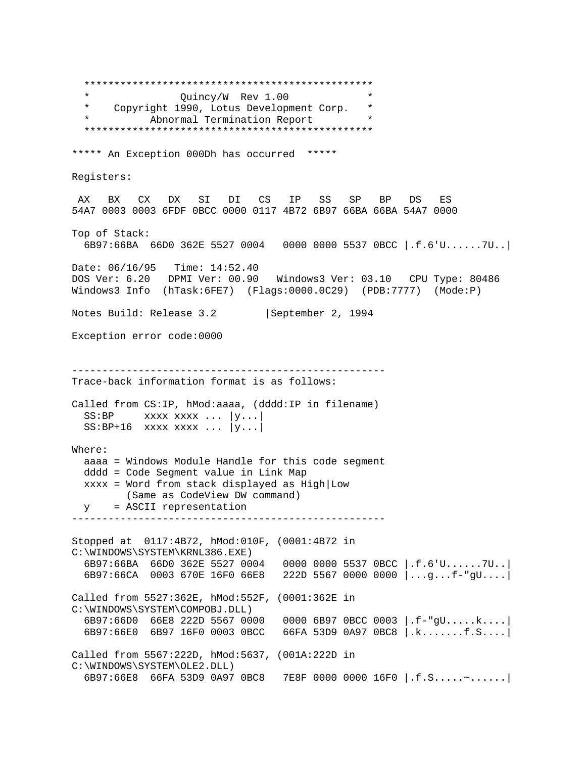```
**********************************************
*              Quincy/W  Rev 1.00            *
*    Copyright 1990, Lotus Development Corp.  *
*          Abnormal Termination Report        *
**********************************************

***** An Exception 000Dh has occurred  *****

Registers:

 AX   BX   CX   DX   SI   DI   CS   IP   SS   SP   BP   DS   ES
54A7 0003 0003 6FDF 0BCC 0000 0117 4B72 6B97 66BA 66BA 54A7 0000

Top of Stack:
  6B97:66BA  66D0 362E 5527 0004   0000 0000 5537 0BCC |.f.6'U......7U..|

Date: 06/16/95   Time: 14:52.40
DOS Ver: 6.20   DPMI Ver: 00.90   Windows3 Ver: 03.10   CPU Type: 80486
Windows3 Info  (hTask:6FE7)  (Flags:0000.0C29)  (PDB:7777)  (Mode:P)

Notes Build: Release 3.2        |September 2, 1994

Exception error code:0000


----------------------------------------------------
Trace-back information format is as follows:

Called from CS:IP, hMod:aaaa, (dddd:IP in filename)
  SS:BP     xxxx xxxx ... |y...|
  SS:BP+16  xxxx xxxx ... |y...|

Where:
  aaaa = Windows Module Handle for this code segment
  dddd = Code Segment value in Link Map
  xxxx = Word from stack displayed as High|Low
         (Same as CodeView DW command)
  y    = ASCII representation
----------------------------------------------------

Stopped at  0117:4B72, hMod:010F, (0001:4B72 in
C:\WINDOWS\SYSTEM\KRNL386.EXE)
  6B97:66BA  66D0 362E 5527 0004   0000 0000 5537 0BCC |.f.6'U......7U..|
  6B97:66CA  0003 670E 16F0 66E8   222D 5567 0000 0000 |...g...f-"gU....|

Called from 5527:362E, hMod:552F, (0001:362E in
C:\WINDOWS\SYSTEM\COMPOBJ.DLL)
  6B97:66D0  66E8 222D 5567 0000   0000 6B97 0BCC 0003 |.f-"gU.....k....|
  6B97:66E0  6B97 16F0 0003 0BCC   66FA 53D9 0A97 0BC8 |.k.......f.S....|

Called from 5567:222D, hMod:5637, (001A:222D in
C:\WINDOWS\SYSTEM\OLE2.DLL)
  6B97:66E8  66FA 53D9 0A97 0BC8   7E8F 0000 0000 16F0 |.f.S.....~......|
```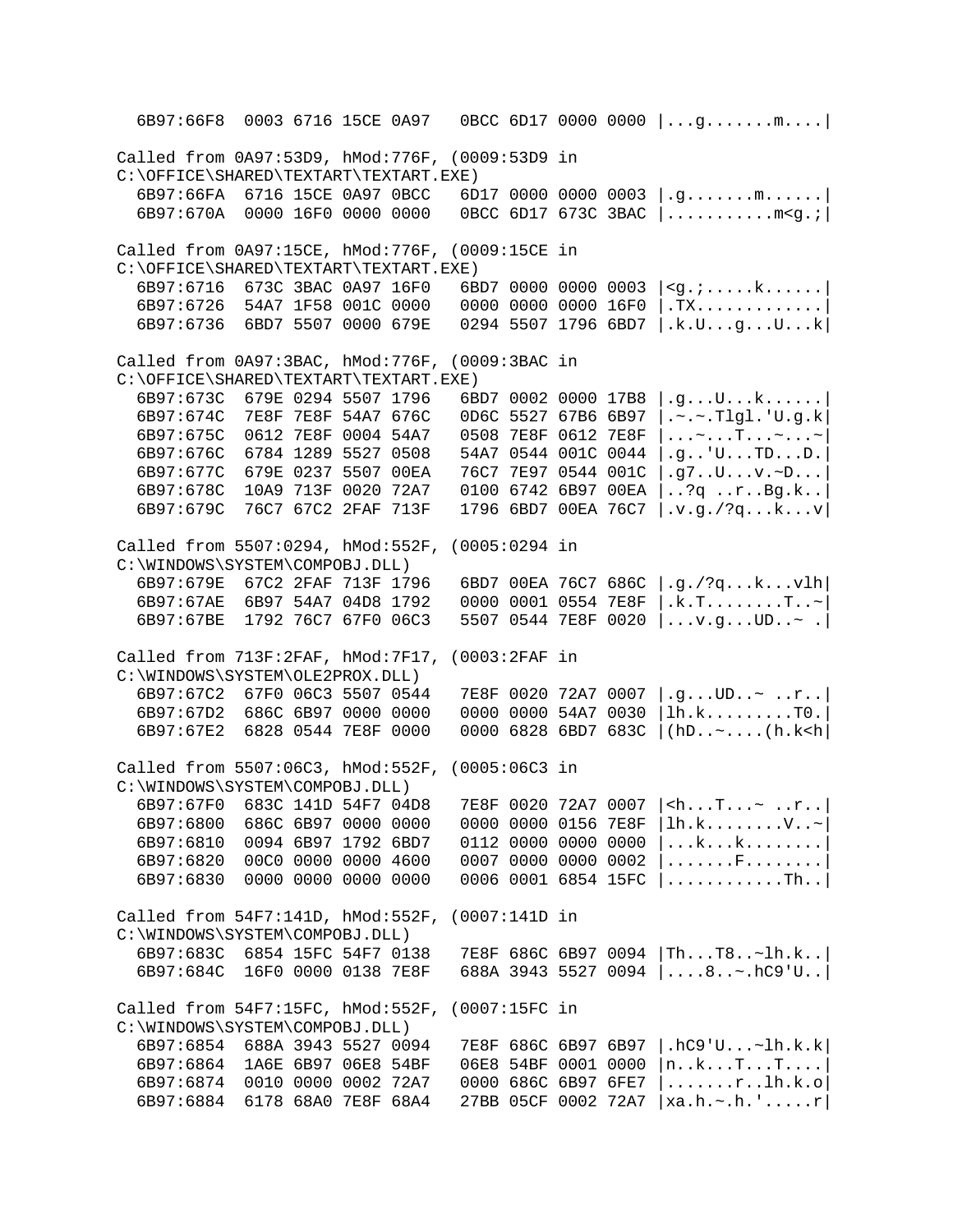```
  6B97:66F8  0003 6716 15CE 0A97   0BCC 6D17 0000 0000 |...g.......m....|

Called from 0A97:53D9, hMod:776F, (0009:53D9 in
C:\OFFICE\SHARED\TEXTART\TEXTART.EXE)
  6B97:66FA  6716 15CE 0A97 0BCC   6D17 0000 0000 0003 |.g.......m......|
  6B97:670A  0000 16F0 0000 0000   0BCC 6D17 673C 3BAC |...........m<g.;|

Called from 0A97:15CE, hMod:776F, (0009:15CE in
C:\OFFICE\SHARED\TEXTART\TEXTART.EXE)
  6B97:6716  673C 3BAC 0A97 16F0   6BD7 0000 0000 0003 |<g.;.....k......|
  6B97:6726  54A7 1F58 001C 0000   0000 0000 0000 16F0 |.TX.............|
  6B97:6736  6BD7 5507 0000 679E   0294 5507 1796 6BD7 |.k.U...g...U...k|

Called from 0A97:3BAC, hMod:776F, (0009:3BAC in
C:\OFFICE\SHARED\TEXTART\TEXTART.EXE)
  6B97:673C  679E 0294 5507 1796   6BD7 0002 0000 17B8 |.g...U...k......|
  6B97:674C  7E8F 7E8F 54A7 676C   0D6C 5527 67B6 6B97 |.~.~.Tlgl.'U.g.k|
  6B97:675C  0612 7E8F 0004 54A7   0508 7E8F 0612 7E8F |...~...T...~...~|
  6B97:676C  6784 1289 5527 0508   54A7 0544 001C 0044 |.g..'U...TD...D.|
  6B97:677C  679E 0237 5507 00EA   76C7 7E97 0544 001C |.g7..U...v.~D...|
  6B97:678C  10A9 713F 0020 72A7   0100 6742 6B97 00EA |..?q ..r..Bg.k..|
  6B97:679C  76C7 67C2 2FAF 713F   1796 6BD7 00EA 76C7 |.v.g./?q...k...v|

Called from 5507:0294, hMod:552F, (0005:0294 in
C:\WINDOWS\SYSTEM\COMPOBJ.DLL)
  6B97:679E  67C2 2FAF 713F 1796   6BD7 00EA 76C7 686C |.g./?q...k...vlh|
  6B97:67AE  6B97 54A7 04D8 1792   0000 0001 0554 7E8F |.k.T........T..~|
  6B97:67BE  1792 76C7 67F0 06C3   5507 0544 7E8F 0020 |...v.g...UD..~ .|

Called from 713F:2FAF, hMod:7F17, (0003:2FAF in
C:\WINDOWS\SYSTEM\OLE2PROX.DLL)
  6B97:67C2  67F0 06C3 5507 0544   7E8F 0020 72A7 0007 |.g...UD..~ ..r..|
  6B97:67D2  686C 6B97 0000 0000   0000 0000 54A7 0030 |lh.k.........T0.|
  6B97:67E2  6828 0544 7E8F 0000   0000 6828 6BD7 683C |(hD..~....(h.k<h|

Called from 5507:06C3, hMod:552F, (0005:06C3 in
C:\WINDOWS\SYSTEM\COMPOBJ.DLL)
  6B97:67F0  683C 141D 54F7 04D8   7E8F 0020 72A7 0007 |<h...T...~ ..r..|
  6B97:6800  686C 6B97 0000 0000   0000 0000 0156 7E8F |lh.k........V..~|
  6B97:6810  0094 6B97 1792 6BD7   0112 0000 0000 0000 |...k...k........|
  6B97:6820  00C0 0000 0000 4600   0007 0000 0000 0002 |.......F........|
  6B97:6830  0000 0000 0000 0000   0006 0001 6854 15FC |............Th..|

Called from 54F7:141D, hMod:552F, (0007:141D in
C:\WINDOWS\SYSTEM\COMPOBJ.DLL)
  6B97:683C  6854 15FC 54F7 0138   7E8F 686C 6B97 0094 |Th...T8..~lh.k..|
  6B97:684C  16F0 0000 0138 7E8F   688A 3943 5527 0094 |....8..~.hC9'U..|

Called from 54F7:15FC, hMod:552F, (0007:15FC in
C:\WINDOWS\SYSTEM\COMPOBJ.DLL)
  6B97:6854  688A 3943 5527 0094   7E8F 686C 6B97 6B97 |.hC9'U...~lh.k.k|
  6B97:6864  1A6E 6B97 06E8 54BF   06E8 54BF 0001 0000 |n..k...T...T....|
  6B97:6874  0010 0000 0002 72A7   0000 686C 6B97 6FE7 |.......r..lh.k.o|
  6B97:6884  6178 68A0 7E8F 68A4   27BB 05CF 0002 72A7 |xa.h.~.h.'.....r|
```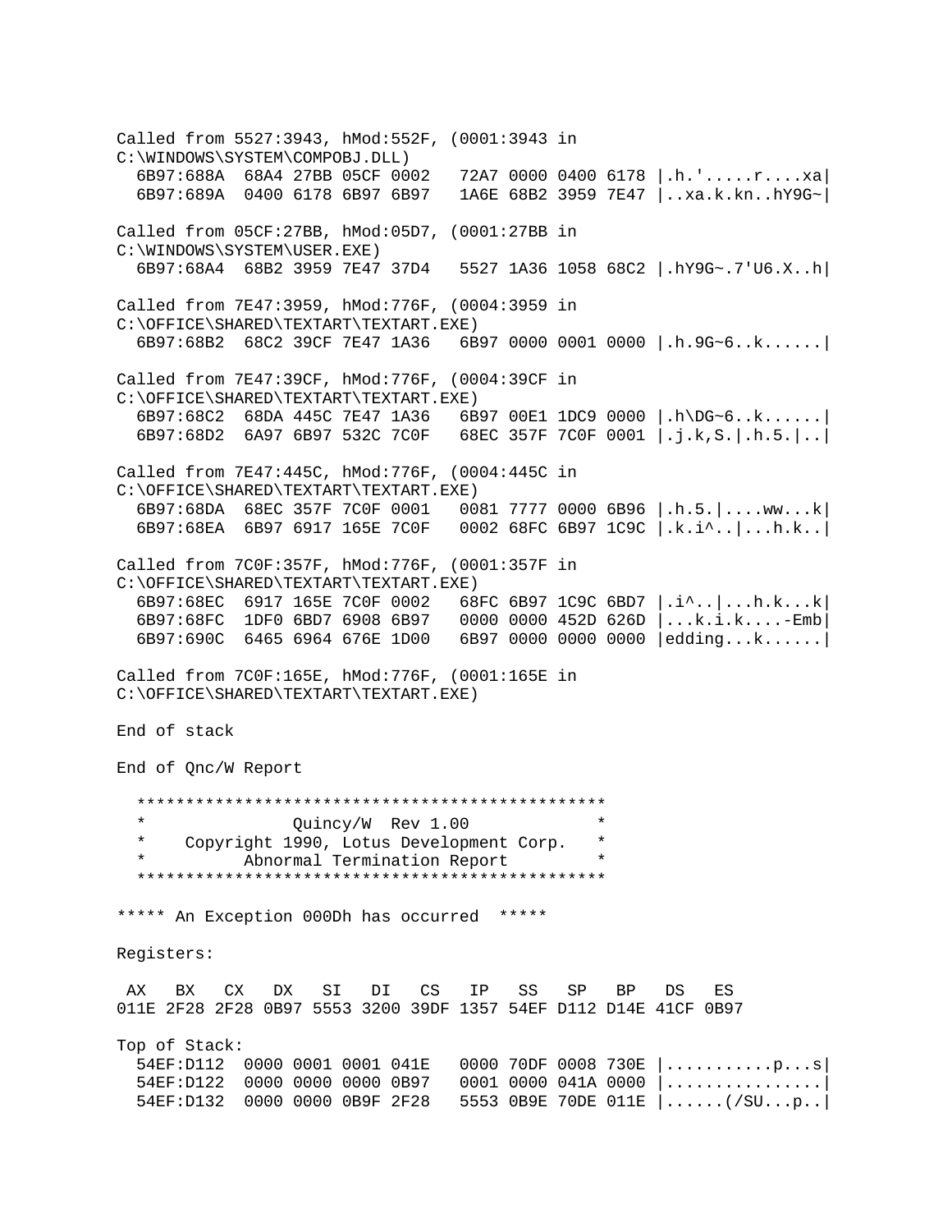```
Called from 5527:3943, hMod:552F, (0001:3943 in
C:\WINDOWS\SYSTEM\COMPOBJ.DLL)
  6B97:688A  68A4 27BB 05CF 0002   72A7 0000 0400 6178 |.h.'.....r....xa|
  6B97:689A  0400 6178 6B97 6B97   1A6E 68B2 3959 7E47 |..xa.k.kn..hY9G~|

Called from 05CF:27BB, hMod:05D7, (0001:27BB in
C:\WINDOWS\SYSTEM\USER.EXE)
  6B97:68A4  68B2 3959 7E47 37D4   5527 1A36 1058 68C2 |.hY9G~.7'U6.X..h|

Called from 7E47:3959, hMod:776F, (0004:3959 in
C:\OFFICE\SHARED\TEXTART\TEXTART.EXE)
  6B97:68B2  68C2 39CF 7E47 1A36   6B97 0000 0001 0000 |.h.9G~6..k......|

Called from 7E47:39CF, hMod:776F, (0004:39CF in
C:\OFFICE\SHARED\TEXTART\TEXTART.EXE)
  6B97:68C2  68DA 445C 7E47 1A36   6B97 00E1 1DC9 0000 |.h\DG~6..k......|
  6B97:68D2  6A97 6B97 532C 7C0F   68EC 357F 7C0F 0001 |.j.k,S.|.h.5.|..|

Called from 7E47:445C, hMod:776F, (0004:445C in
C:\OFFICE\SHARED\TEXTART\TEXTART.EXE)
  6B97:68DA  68EC 357F 7C0F 0001   0081 7777 0000 6B96 |.h.5.|....ww...k|
  6B97:68EA  6B97 6917 165E 7C0F   0002 68FC 6B97 1C9C |.k.i^..|...h.k..|

Called from 7C0F:357F, hMod:776F, (0001:357F in
C:\OFFICE\SHARED\TEXTART\TEXTART.EXE)
  6B97:68EC  6917 165E 7C0F 0002   68FC 6B97 1C9C 6BD7 |.i^..|...h.k...k|
  6B97:68FC  1DF0 6BD7 6908 6B97   0000 0000 452D 626D |...k.i.k....-Emb|
  6B97:690C  6465 6964 676E 1D00   6B97 0000 0000 0000 |edding...k......|

Called from 7C0F:165E, hMod:776F, (0001:165E in
C:\OFFICE\SHARED\TEXTART\TEXTART.EXE)

End of stack

End of Qnc/W Report

  ***********************************************
  *             Quincy/W  Rev 1.00              *
  *    Copyright 1990, Lotus Development Corp.  *
  *         Abnormal Termination Report         *
  ***********************************************

***** An Exception 000Dh has occurred  *****

Registers:

 AX   BX   CX   DX   SI   DI   CS   IP   SS   SP   BP   DS   ES
011E 2F28 2F28 0B97 5553 3200 39DF 1357 54EF D112 D14E 41CF 0B97

Top of Stack:
  54EF:D112  0000 0001 0001 041E   0000 70DF 0008 730E |...........p...s|
  54EF:D122  0000 0000 0000 0B97   0001 0000 041A 0000 |................|
  54EF:D132  0000 0000 0B9F 2F28   5553 0B9E 70DE 011E |......(/SU...p..|
```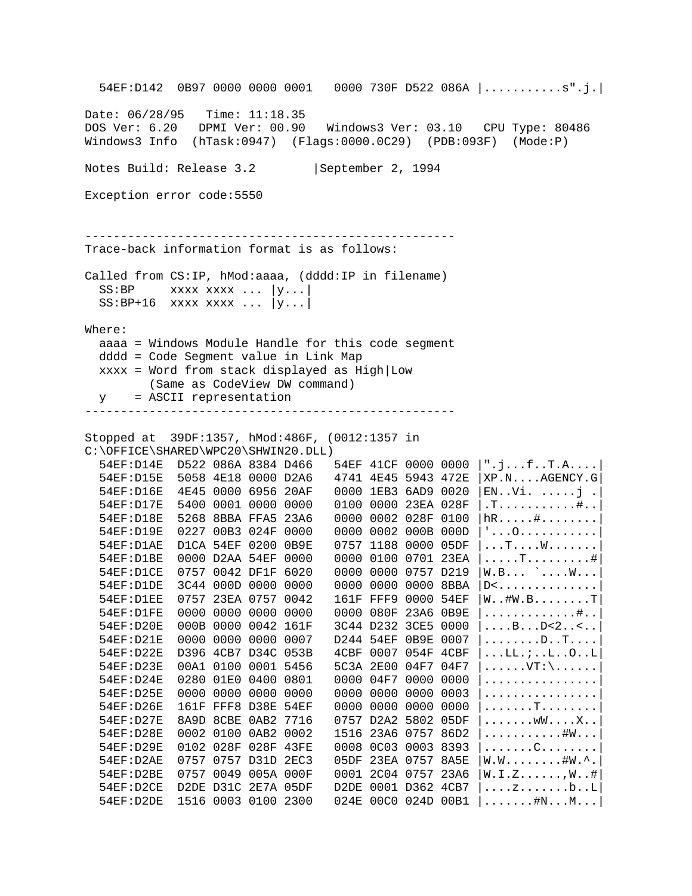```
  54EF:D142  0B97 0000 0000 0001   0000 730F D522 086A |...........s".j.|

Date: 06/28/95   Time: 11:18.35
DOS Ver: 6.20   DPMI Ver: 00.90   Windows3 Ver: 03.10   CPU Type: 80486
Windows3 Info  (hTask:0947)  (Flags:0000.0C29)  (PDB:093F)  (Mode:P)

Notes Build: Release 3.2        |September 2, 1994

Exception error code:5550


---------------------------------------------------
Trace-back information format is as follows:

Called from CS:IP, hMod:aaaa, (dddd:IP in filename)
  SS:BP     xxxx xxxx ... |y...|
  SS:BP+16  xxxx xxxx ... |y...|

Where:
  aaaa = Windows Module Handle for this code segment
  dddd = Code Segment value in Link Map
  xxxx = Word from stack displayed as High|Low
         (Same as CodeView DW command)
  y    = ASCII representation
---------------------------------------------------

Stopped at  39DF:1357, hMod:486F, (0012:1357 in
C:\OFFICE\SHARED\WPC20\SHWIN20.DLL)
  54EF:D14E  D522 086A 8384 D466   54EF 41CF 0000 0000 |".j...f..T.A....|
  54EF:D15E  5058 4E18 0000 D2A6   4741 4E45 5943 472E |XP.N....AGENCY.G|
  54EF:D16E  4E45 0000 6956 20AF   0000 1EB3 6AD9 0020 |EN..Vi. .....j .|
  54EF:D17E  5400 0001 0000 0000   0100 0000 23EA 028F |.T..........#..|
  54EF:D18E  5268 8BBA FFA5 23A6   0000 0002 028F 0100 |hR.....#........|
  54EF:D19E  0227 00B3 024F 0000   0000 0002 000B 000D |'...O...........|
  54EF:D1AE  D1CA 54EF 0200 0B9E   0757 1188 0000 05DF |...T....W.......|
  54EF:D1BE  0000 D2AA 54EF 0000   0000 0100 0701 23EA |.....T.........#|
  54EF:D1CE  0757 0042 DF1F 6020   0000 0000 0757 D219 |W.B... `....W...|
  54EF:D1DE  3C44 000D 0000 0000   0000 0000 0000 8BBA |D<..............|
  54EF:D1EE  0757 23EA 0757 0042   161F FFF9 0000 54EF |W..#W.B........T|
  54EF:D1FE  0000 0000 0000 0000   0000 080F 23A6 0B9E |.............#..|
  54EF:D20E  000B 0000 0042 161F   3C44 D232 3CE5 0000 |....B...D<2..<..|
  54EF:D21E  0000 0000 0000 0007   D244 54EF 0B9E 0007 |........D..T....|
  54EF:D22E  D396 4CB7 D34C 053B   4CBF 0007 054F 4CBF |...LL.;..L..O..L|
  54EF:D23E  00A1 0100 0001 5456   5C3A 2E00 04F7 04F7 |......VT:\......|
  54EF:D24E  0280 01E0 0400 0801   0000 04F7 0000 0000 |................|
  54EF:D25E  0000 0000 0000 0000   0000 0000 0000 0003 |................|
  54EF:D26E  161F FFF8 D38E 54EF   0000 0000 0000 0000 |.......T........|
  54EF:D27E  8A9D 8CBE 0AB2 7716   0757 D2A2 5802 05DF |.......wW....X..|
  54EF:D28E  0002 0100 0AB2 0002   1516 23A6 0757 86D2 |...........#W...|
  54EF:D29E  0102 028F 028F 43FE   0008 0C03 0003 8393 |.......C........|
  54EF:D2AE  0757 0757 D31D 2EC3   05DF 23EA 0757 8A5E |W.W........#W.^.|
  54EF:D2BE  0757 0049 005A 000F   0001 2C04 0757 23A6 |W.I.Z......,W..#|
  54EF:D2CE  D2DE D31C 2E7A 05DF   D2DE 0001 D362 4CB7 |....z.......b..L|
  54EF:D2DE  1516 0003 0100 2300   024E 00C0 024D 00B1 |.......#N...M...|
```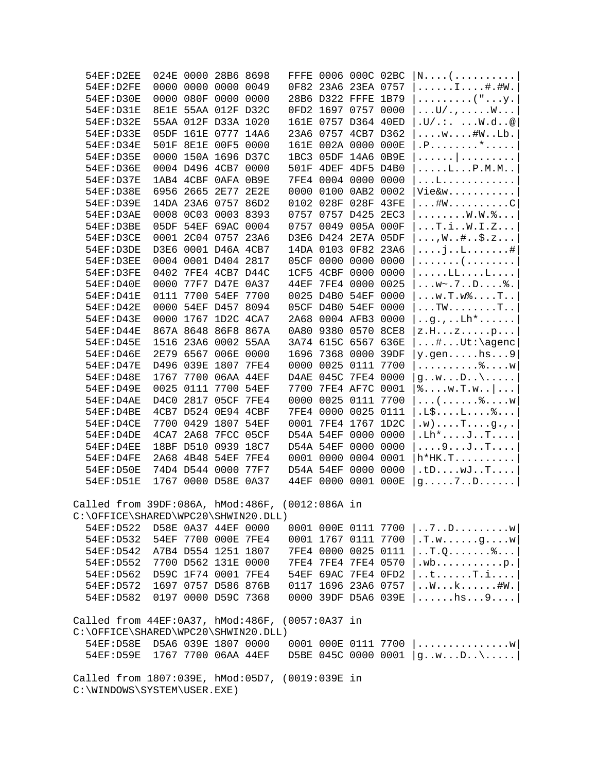```
  54EF:D2EE  024E 0000 28B6 8698   FFFE 0006 000C 02BC |N....(..........|
  54EF:D2FE  0000 0000 0000 0049   0F82 23A6 23EA 0757 |......I....#.#W.|
  54EF:D30E  0000 080F 0000 0000   28B6 D322 FFFE 1B79 |.........("...y.|
  54EF:D31E  8E1E 55AA 012F D32C   0FD2 1697 0757 0000 |...U/.,.....W...|
  54EF:D32E  55AA 012F D33A 1020   161E 0757 D364 40ED |.U/.:. ...W.d..@|
  54EF:D33E  05DF 161E 0777 14A6   23A6 0757 4CB7 D362 |....w....#W..Lb.|
  54EF:D34E  501F 8E1E 00F5 0000   161E 002A 0000 000E |.P........*.....|
  54EF:D35E  0000 150A 1696 D37C   1BC3 05DF 14A6 0B9E |......|.........|
  54EF:D36E  0004 D496 4CB7 0000   501F 4DEF 4DF5 D4B0 |.....L...P.M.M..|
  54EF:D37E  1AB4 4CBF 0AFA 0B9E   7FE4 0004 0000 0000 |...L............|
  54EF:D38E  6956 2665 2E77 2E2E   0000 0100 0AB2 0002 |Vie&w...........|
  54EF:D39E  14DA 23A6 0757 86D2   0102 028F 028F 43FE |...#W..........C|
  54EF:D3AE  0008 0C03 0003 8393   0757 0757 D425 2EC3 |........W.W.%...|
  54EF:D3BE  05DF 54EF 69AC 0004   0757 0049 005A 000F |...T.i..W.I.Z...|
  54EF:D3CE  0001 2C04 0757 23A6   D3E6 D424 2E7A 05DF |...,W..#..$.z...|
  54EF:D3DE  D3E6 0001 D46A 4CB7   14DA 0103 0F82 23A6 |....j..L.......#|
  54EF:D3EE  0004 0001 D404 2817   05CF 0000 0000 0000 |.......(........|
  54EF:D3FE  0402 7FE4 4CB7 D44C   1CF5 4CBF 0000 0000 |.....LL....L....|
  54EF:D40E  0000 77F7 D47E 0A37   44EF 7FE4 0000 0025 |...w~.7..D....%.|
  54EF:D41E  0111 7700 54EF 7700   0025 D4B0 54EF 0000 |...w.T.w%....T..|
  54EF:D42E  0000 54EF D457 8094   05CF D4B0 54EF 0000 |...TW........T..|
  54EF:D43E  0000 1767 1D2C 4CA7   2A68 0004 AFB3 0000 |..g.,..Lh*......|
  54EF:D44E  867A 8648 86F8 867A   0A80 9380 0570 8CE8 |z.H...z.....p...|
  54EF:D45E  1516 23A6 0002 55AA   3A74 615C 6567 636E |...#...Ut:\agenc|
  54EF:D46E  2E79 6567 006E 0000   1696 7368 0000 39DF |y.gen.....hs...9|
  54EF:D47E  D496 039E 1807 7FE4   0000 0025 0111 7700 |..........%....w|
  54EF:D48E  1767 7700 06AA 44EF   D4AE 045C 7FE4 0000 |g..w...D..\.....|
  54EF:D49E  0025 0111 7700 54EF   7700 7FE4 AF7C 0001 |%....w.T.w..|...|
  54EF:D4AE  D4C0 2817 05CF 7FE4   0000 0025 0111 7700 |...(......%....w|
  54EF:D4BE  4CB7 D524 0E94 4CBF   7FE4 0000 0025 0111 |.L$....L....%...|
  54EF:D4CE  7700 0429 1807 54EF   0001 7FE4 1767 1D2C |.w)....T....g.,.|
  54EF:D4DE  4CA7 2A68 7FCC 05CF   D54A 54EF 0000 0000 |.Lh*....J..T....|
  54EF:D4EE  18BF D510 0939 18C7   D54A 54EF 0000 0000 |....9...J..T....|
  54EF:D4FE  2A68 4B48 54EF 7FE4   0001 0000 0004 0001 |h*HK.T..........|
  54EF:D50E  74D4 D544 0000 77F7   D54A 54EF 0000 0000 |.tD....wJ..T....|
  54EF:D51E  1767 0000 D58E 0A37   44EF 0000 0001 000E |g.....7..D......|

Called from 39DF:086A, hMod:486F, (0012:086A in
C:\OFFICE\SHARED\WPC20\SHWIN20.DLL)
  54EF:D522  D58E 0A37 44EF 0000   0001 000E 0111 7700 |..7..D.........w|
  54EF:D532  54EF 7700 000E 7FE4   0001 1767 0111 7700 |.T.w......g....w|
  54EF:D542  A7B4 D554 1251 1807   7FE4 0000 0025 0111 |..T.Q.......%...|
  54EF:D552  7700 D562 131E 0000   7FE4 7FE4 7FE4 0570 |.wb...........p.|
  54EF:D562  D59C 1F74 0001 7FE4   54EF 69AC 7FE4 0FD2 |..t......T.i....|
  54EF:D572  1697 0757 D586 876B   0117 1696 23A6 0757 |..W...k......#W.|
  54EF:D582  0197 0000 D59C 7368   0000 39DF D5A6 039E |......hs...9....|

Called from 44EF:0A37, hMod:486F, (0057:0A37 in
C:\OFFICE\SHARED\WPC20\SHWIN20.DLL)
  54EF:D58E  D5A6 039E 1807 0000   0001 000E 0111 7700 |...............w|
  54EF:D59E  1767 7700 06AA 44EF   D5BE 045C 0000 0001 |g..w...D..\.....|

Called from 1807:039E, hMod:05D7, (0019:039E in
C:\WINDOWS\SYSTEM\USER.EXE)
```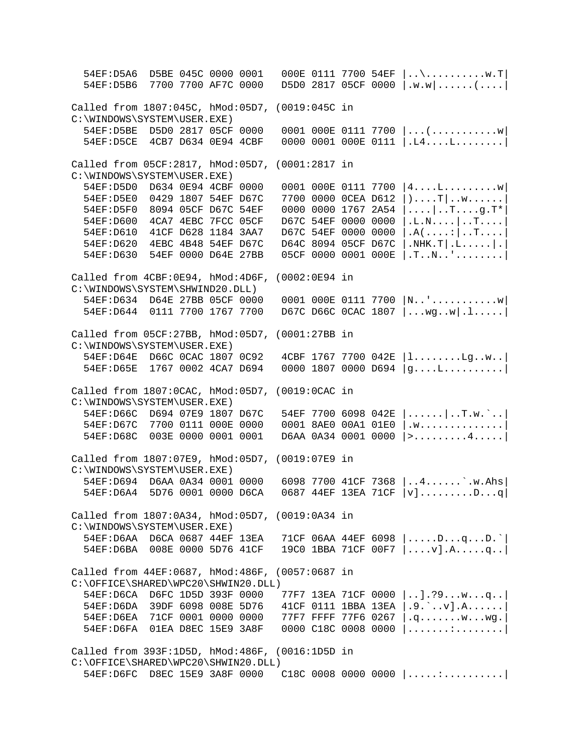```
  54EF:D5A6  D5BE 045C 0000 0001   000E 0111 7700 54EF |..\..........w.T|
  54EF:D5B6  7700 7700 AF7C 0000   D5D0 2817 05CF 0000 |.w.w|......(....|

Called from 1807:045C, hMod:05D7, (0019:045C in
C:\WINDOWS\SYSTEM\USER.EXE)
  54EF:D5BE  D5D0 2817 05CF 0000   0001 000E 0111 7700 |...(...........w|
  54EF:D5CE  4CB7 D634 0E94 4CBF   0000 0001 000E 0111 |.L4....L........|

Called from 05CF:2817, hMod:05D7, (0001:2817 in
C:\WINDOWS\SYSTEM\USER.EXE)
  54EF:D5D0  D634 0E94 4CBF 0000   0001 000E 0111 7700 |4....L.........w|
  54EF:D5E0  0429 1807 54EF D67C   7700 0000 0CEA D612 |)....T|..w......|
  54EF:D5F0  8094 05CF D67C 54EF   0000 0000 1767 2A54 |....|..T....g.T*|
  54EF:D600  4CA7 4EBC 7FCC 05CF   D67C 54EF 0000 0000 |.L.N....|..T....|
  54EF:D610  41CF D628 1184 3AA7   D67C 54EF 0000 0000 |.A(....:|..T....|
  54EF:D620  4EBC 4B48 54EF D67C   D64C 8094 05CF D67C |.NHK.T|.L.....|.|
  54EF:D630  54EF 0000 D64E 27BB   05CF 0000 0001 000E |.T..N..'........|

Called from 4CBF:0E94, hMod:4D6F, (0002:0E94 in
C:\WINDOWS\SYSTEM\SHWIND20.DLL)
  54EF:D634  D64E 27BB 05CF 0000   0001 000E 0111 7700 |N..'...........w|
  54EF:D644  0111 7700 1767 7700   D67C D66C 0CAC 1807 |...wg..w|.l.....|

Called from 05CF:27BB, hMod:05D7, (0001:27BB in
C:\WINDOWS\SYSTEM\USER.EXE)
  54EF:D64E  D66C 0CAC 1807 0C92   4CBF 1767 7700 042E |l........Lg..w..|
  54EF:D65E  1767 0002 4CA7 D694   0000 1807 0000 D694 |g....L..........|

Called from 1807:0CAC, hMod:05D7, (0019:0CAC in
C:\WINDOWS\SYSTEM\USER.EXE)
  54EF:D66C  D694 07E9 1807 D67C   54EF 7700 6098 042E |......|..T.w.`..|
  54EF:D67C  7700 0111 000E 0000   0001 8AE0 00A1 01E0 |.w..............|
  54EF:D68C  003E 0000 0001 0001   D6AA 0A34 0001 0000 |>.........4.....|

Called from 1807:07E9, hMod:05D7, (0019:07E9 in
C:\WINDOWS\SYSTEM\USER.EXE)
  54EF:D694  D6AA 0A34 0001 0000   6098 7700 41CF 7368 |..4......`.w.Ahs|
  54EF:D6A4  5D76 0001 0000 D6CA   0687 44EF 13EA 71CF |v].........D...q|

Called from 1807:0A34, hMod:05D7, (0019:0A34 in
C:\WINDOWS\SYSTEM\USER.EXE)
  54EF:D6AA  D6CA 0687 44EF 13EA   71CF 06AA 44EF 6098 |.....D...q...D.`|
  54EF:D6BA  008E 0000 5D76 41CF   19C0 1BBA 71CF 00F7 |....v].A.....q..|

Called from 44EF:0687, hMod:486F, (0057:0687 in
C:\OFFICE\SHARED\WPC20\SHWIN20.DLL)
  54EF:D6CA  D6FC 1D5D 393F 0000   77F7 13EA 71CF 0000 |..].?9...w...q..|
  54EF:D6DA  39DF 6098 008E 5D76   41CF 0111 1BBA 13EA |.9.`..v].A......|
  54EF:D6EA  71CF 0001 0000 0000   77F7 FFFF 77F6 0267 |.q.......w...wg.|
  54EF:D6FA  01EA D8EC 15E9 3A8F   0000 C18C 0008 0000 |.......:........|

Called from 393F:1D5D, hMod:486F, (0016:1D5D in
C:\OFFICE\SHARED\WPC20\SHWIN20.DLL)
  54EF:D6FC  D8EC 15E9 3A8F 0000   C18C 0008 0000 0000 |.....:..........|
```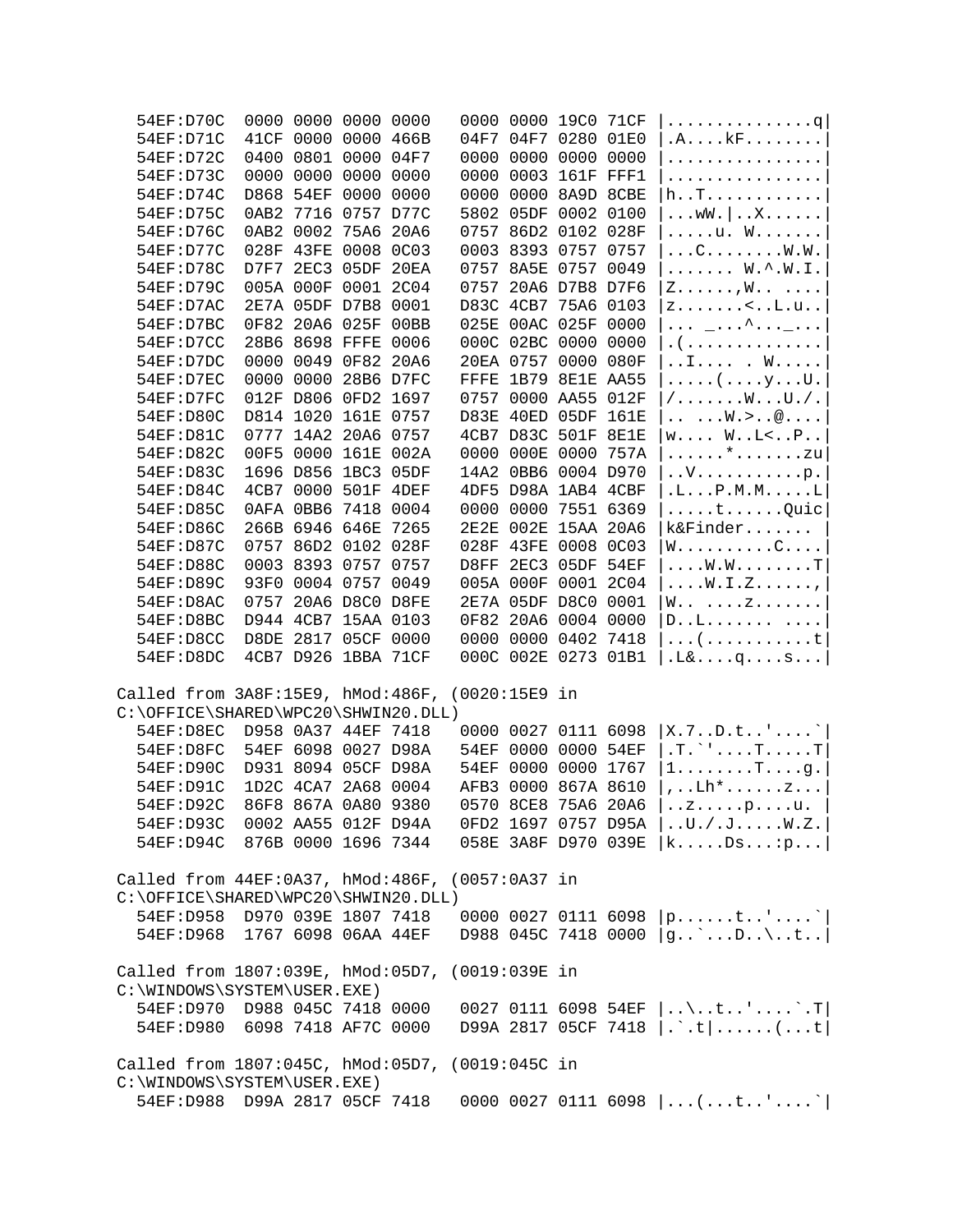```
  54EF:D70C  0000 0000 0000 0000   0000 0000 19C0 71CF |...............q|
  54EF:D71C  41CF 0000 0000 466B   04F7 04F7 0280 01E0 |.A....kF........|
  54EF:D72C  0400 0801 0000 04F7   0000 0000 0000 0000 |................|
  54EF:D73C  0000 0000 0000 0000   0000 0003 161F FFF1 |................|
  54EF:D74C  D868 54EF 0000 0000   0000 0000 8A9D 8CBE |h..T............|
  54EF:D75C  0AB2 7716 0757 D77C   5802 05DF 0002 0100 |...wW.|..X......|
  54EF:D76C  0AB2 0002 75A6 20A6   0757 86D2 0102 028F |.....u. W.......|
  54EF:D77C  028F 43FE 0008 0C03   0003 8393 0757 0757 |...C........W.W.|
  54EF:D78C  D7F7 2EC3 05DF 20EA   0757 8A5E 0757 0049 |....... W.^.W.I.|
  54EF:D79C  005A 000F 0001 2C04   0757 20A6 D7B8 D7F6 |Z......,W.. ....|
  54EF:D7AC  2E7A 05DF D7B8 0001   D83C 4CB7 75A6 0103 |z.......<..L.u..|
  54EF:D7BC  0F82 20A6 025F 00BB   025E 00AC 025F 0000 |... _...^..._...|
  54EF:D7CC  28B6 8698 FFFE 0006   000C 02BC 0000 0000 |.(..............|
  54EF:D7DC  0000 0049 0F82 20A6   20EA 0757 0000 080F |..I.... . W.....|
  54EF:D7EC  0000 0000 28B6 D7FC   FFFE 1B79 8E1E AA55 |.....(....y...U.|
  54EF:D7FC  012F D806 0FD2 1697   0757 0000 AA55 012F |/.......W...U./.|
  54EF:D80C  D814 1020 161E 0757   D83E 40ED 05DF 161E |.. ...W.>..@....|
  54EF:D81C  0777 14A2 20A6 0757   4CB7 D83C 501F 8E1E |w.... W..L<..P..|
  54EF:D82C  00F5 0000 161E 002A   0000 000E 0000 757A |......*.......zu|
  54EF:D83C  1696 D856 1BC3 05DF   14A2 0BB6 0004 D970 |..V...........p.|
  54EF:D84C  4CB7 0000 501F 4DEF   4DF5 D98A 1AB4 4CBF |.L...P.M.M.....L|
  54EF:D85C  0AFA 0BB6 7418 0004   0000 0000 7551 6369 |.....t......Quic|
  54EF:D86C  266B 6946 646E 7265   2E2E 002E 15AA 20A6 |k&Finder....... |
  54EF:D87C  0757 86D2 0102 028F   028F 43FE 0008 0C03 |W..........C....|
  54EF:D88C  0003 8393 0757 0757   D8FF 2EC3 05DF 54EF |....W.W........T|
  54EF:D89C  93F0 0004 0757 0049   005A 000F 0001 2C04 |....W.I.Z......,|
  54EF:D8AC  0757 20A6 D8C0 D8FE   2E7A 05DF D8C0 0001 |W.. ....z.......|
  54EF:D8BC  D944 4CB7 15AA 0103   0F82 20A6 0004 0000 |D..L....... ....|
  54EF:D8CC  D8DE 2817 05CF 0000   0000 0000 0402 7418 |...(...........t|
  54EF:D8DC  4CB7 D926 1BBA 71CF   000C 002E 0273 01B1 |.L&....q....s...|

Called from 3A8F:15E9, hMod:486F, (0020:15E9 in
C:\OFFICE\SHARED\WPC20\SHWIN20.DLL)
  54EF:D8EC  D958 0A37 44EF 7418   0000 0027 0111 6098 |X.7..D.t..'....`|
  54EF:D8FC  54EF 6098 0027 D98A   54EF 0000 0000 54EF |.T.`'....T.....T|
  54EF:D90C  D931 8094 05CF D98A   54EF 0000 0000 1767 |1........T....g.|
  54EF:D91C  1D2C 4CA7 2A68 0004   AFB3 0000 867A 8610 |,..Lh*......z...|
  54EF:D92C  86F8 867A 0A80 9380   0570 8CE8 75A6 20A6 |..z.....p.....u. |
  54EF:D93C  0002 AA55 012F D94A   0FD2 1697 0757 D95A |..U./.J.....W.Z.|
  54EF:D94C  876B 0000 1696 7344   058E 3A8F D970 039E |k.....Ds...:p...|

Called from 44EF:0A37, hMod:486F, (0057:0A37 in
C:\OFFICE\SHARED\WPC20\SHWIN20.DLL)
  54EF:D958  D970 039E 1807 7418   0000 0027 0111 6098 |p......t..'....`|
  54EF:D968  1767 6098 06AA 44EF   D988 045C 7418 0000 |g..`...D..\..t..|

Called from 1807:039E, hMod:05D7, (0019:039E in
C:\WINDOWS\SYSTEM\USER.EXE)
  54EF:D970  D988 045C 7418 0000   0027 0111 6098 54EF |..\..t..'....`.T|
  54EF:D980  6098 7418 AF7C 0000   D99A 2817 05CF 7418 |.`.t|......(...t|

Called from 1807:045C, hMod:05D7, (0019:045C in
C:\WINDOWS\SYSTEM\USER.EXE)
  54EF:D988  D99A 2817 05CF 7418   0000 0027 0111 6098 |...(...t..'....`|
```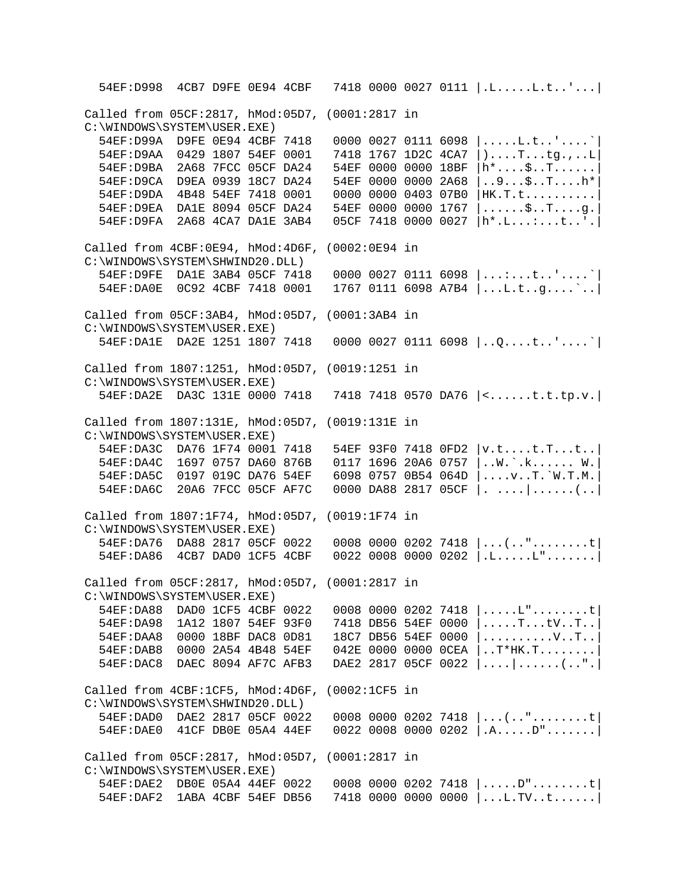```
  54EF:D998  4CB7 D9FE 0E94 4CBF   7418 0000 0027 0111 |.L.....L.t..'...|

Called from 05CF:2817, hMod:05D7, (0001:2817 in
C:\WINDOWS\SYSTEM\USER.EXE)
  54EF:D99A  D9FE 0E94 4CBF 7418   0000 0027 0111 6098 |.....L.t..'....`|
  54EF:D9AA  0429 1807 54EF 0001   7418 1767 1D2C 4CA7 |)....T...tg.,..L|
  54EF:D9BA  2A68 7FCC 05CF DA24   54EF 0000 0000 18BF |h*....$..T......|
  54EF:D9CA  D9EA 0939 18C7 DA24   54EF 0000 0000 2A68 |..9...$..T....h*|
  54EF:D9DA  4B48 54EF 7418 0001   0000 0000 0403 07B0 |HK.T.t..........|
  54EF:D9EA  DA1E 8094 05CF DA24   54EF 0000 0000 1767 |......$..T....g.|
  54EF:D9FA  2A68 4CA7 DA1E 3AB4   05CF 7418 0000 0027 |h*.L...:...t..'.|

Called from 4CBF:0E94, hMod:4D6F, (0002:0E94 in
C:\WINDOWS\SYSTEM\SHWIND20.DLL)
  54EF:D9FE  DA1E 3AB4 05CF 7418   0000 0027 0111 6098 |...:...t..'....`|
  54EF:DA0E  0C92 4CBF 7418 0001   1767 0111 6098 A7B4 |...L.t..g....`..|

Called from 05CF:3AB4, hMod:05D7, (0001:3AB4 in
C:\WINDOWS\SYSTEM\USER.EXE)
  54EF:DA1E  DA2E 1251 1807 7418   0000 0027 0111 6098 |..Q....t..'....`|

Called from 1807:1251, hMod:05D7, (0019:1251 in
C:\WINDOWS\SYSTEM\USER.EXE)
  54EF:DA2E  DA3C 131E 0000 7418   7418 7418 0570 DA76 |<......t.t.tp.v.|

Called from 1807:131E, hMod:05D7, (0019:131E in
C:\WINDOWS\SYSTEM\USER.EXE)
  54EF:DA3C  DA76 1F74 0001 7418   54EF 93F0 7418 0FD2 |v.t....t.T...t..|
  54EF:DA4C  1697 0757 DA60 876B   0117 1696 20A6 0757 |..W.`.k...... W.|
  54EF:DA5C  0197 019C DA76 54EF   6098 0757 0B54 064D |....v..T.`W.T.M.|
  54EF:DA6C  20A6 7FCC 05CF AF7C   0000 DA88 2817 05CF |. ....|......(..|

Called from 1807:1F74, hMod:05D7, (0019:1F74 in
C:\WINDOWS\SYSTEM\USER.EXE)
  54EF:DA76  DA88 2817 05CF 0022   0008 0000 0202 7418 |...(.."........t|
  54EF:DA86  4CB7 DAD0 1CF5 4CBF   0022 0008 0000 0202 |.L.....L".......|

Called from 05CF:2817, hMod:05D7, (0001:2817 in
C:\WINDOWS\SYSTEM\USER.EXE)
  54EF:DA88  DAD0 1CF5 4CBF 0022   0008 0000 0202 7418 |.....L"........t|
  54EF:DA98  1A12 1807 54EF 93F0   7418 DB56 54EF 0000 |.....T...tV..T..|
  54EF:DAA8  0000 18BF DAC8 0D81   18C7 DB56 54EF 0000 |..........V..T..|
  54EF:DAB8  0000 2A54 4B48 54EF   042E 0000 0000 0CEA |..T*HK.T........|
  54EF:DAC8  DAEC 8094 AF7C AFB3   DAE2 2817 05CF 0022 |....|......(..".|

Called from 4CBF:1CF5, hMod:4D6F, (0002:1CF5 in
C:\WINDOWS\SYSTEM\SHWIND20.DLL)
  54EF:DAD0  DAE2 2817 05CF 0022   0008 0000 0202 7418 |...(.."........t|
  54EF:DAE0  41CF DB0E 05A4 44EF   0022 0008 0000 0202 |.A.....D".......|

Called from 05CF:2817, hMod:05D7, (0001:2817 in
C:\WINDOWS\SYSTEM\USER.EXE)
  54EF:DAE2  DB0E 05A4 44EF 0022   0008 0000 0202 7418 |.....D"........t|
  54EF:DAF2  1ABA 4CBF 54EF DB56   7418 0000 0000 0000 |...L.TV..t......|
```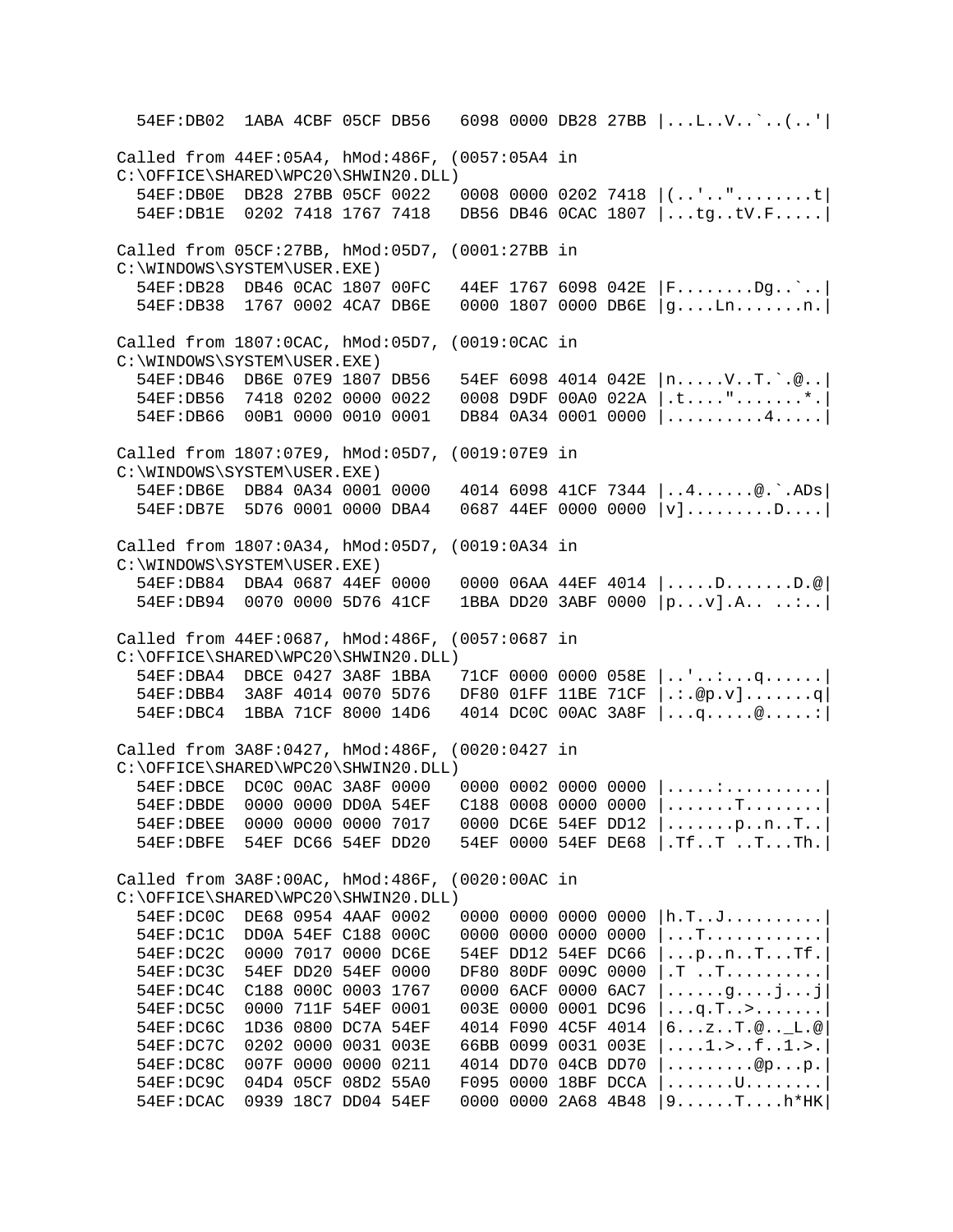```
  54EF:DB02  1ABA 4CBF 05CF DB56   6098 0000 DB28 27BB |...L..V..`..(..'|

Called from 44EF:05A4, hMod:486F, (0057:05A4 in
C:\OFFICE\SHARED\WPC20\SHWIN20.DLL)
  54EF:DB0E  DB28 27BB 05CF 0022   0008 0000 0202 7418 |(..'.."........t|
  54EF:DB1E  0202 7418 1767 7418   DB56 DB46 0CAC 1807 |...tg..tV.F.....|

Called from 05CF:27BB, hMod:05D7, (0001:27BB in
C:\WINDOWS\SYSTEM\USER.EXE)
  54EF:DB28  DB46 0CAC 1807 00FC   44EF 1767 6098 042E |F........Dg..`..|
  54EF:DB38  1767 0002 4CA7 DB6E   0000 1807 0000 DB6E |g....Ln.......n.|

Called from 1807:0CAC, hMod:05D7, (0019:0CAC in
C:\WINDOWS\SYSTEM\USER.EXE)
  54EF:DB46  DB6E 07E9 1807 DB56   54EF 6098 4014 042E |n.....V..T.`.@..|
  54EF:DB56  7418 0202 0000 0022   0008 D9DF 00A0 022A |.t...."........*.|
  54EF:DB66  00B1 0000 0010 0001   DB84 0A34 0001 0000 |..........4.....|

Called from 1807:07E9, hMod:05D7, (0019:07E9 in
C:\WINDOWS\SYSTEM\USER.EXE)
  54EF:DB6E  DB84 0A34 0001 0000   4014 6098 41CF 7344 |..4......@.`.ADs|
  54EF:DB7E  5D76 0001 0000 DBA4   0687 44EF 0000 0000 |v].........D....|

Called from 1807:0A34, hMod:05D7, (0019:0A34 in
C:\WINDOWS\SYSTEM\USER.EXE)
  54EF:DB84  DBA4 0687 44EF 0000   0000 06AA 44EF 4014 |.....D.......D.@|
  54EF:DB94  0070 0000 5D76 41CF   1BBA DD20 3ABF 0000 |p...v].A.. ..:..|

Called from 44EF:0687, hMod:486F, (0057:0687 in
C:\OFFICE\SHARED\WPC20\SHWIN20.DLL)
  54EF:DBA4  DBCE 0427 3A8F 1BBA   71CF 0000 0000 058E |..'..:...q......|
  54EF:DBB4  3A8F 4014 0070 5D76   DF80 01FF 11BE 71CF |.:.@p.v].......q|
  54EF:DBC4  1BBA 71CF 8000 14D6   4014 DC0C 00AC 3A8F |...q.....@.....:|

Called from 3A8F:0427, hMod:486F, (0020:0427 in
C:\OFFICE\SHARED\WPC20\SHWIN20.DLL)
  54EF:DBCE  DC0C 00AC 3A8F 0000   0000 0002 0000 0000 |.....:..........|
  54EF:DBDE  0000 0000 DD0A 54EF   C188 0008 0000 0000 |.......T........|
  54EF:DBEE  0000 0000 0000 7017   0000 DC6E 54EF DD12 |.......p..n..T..|
  54EF:DBFE  54EF DC66 54EF DD20   54EF 0000 54EF DE68 |.Tf..T ..T...Th.|

Called from 3A8F:00AC, hMod:486F, (0020:00AC in
C:\OFFICE\SHARED\WPC20\SHWIN20.DLL)
  54EF:DC0C  DE68 0954 4AAF 0002   0000 0000 0000 0000 |h.T..J..........|
  54EF:DC1C  DD0A 54EF C188 000C   0000 0000 0000 0000 |...T............|
  54EF:DC2C  0000 7017 0000 DC6E   54EF DD12 54EF DC66 |...p..n..T...Tf.|
  54EF:DC3C  54EF DD20 54EF 0000   DF80 80DF 009C 0000 |.T ..T..........|
  54EF:DC4C  C188 000C 0003 1767   0000 6ACF 0000 6AC7 |......g....j...j|
  54EF:DC5C  0000 711F 54EF 0001   003E 0000 0001 DC96 |...q.T..>.......|
  54EF:DC6C  1D36 0800 DC7A 54EF   4014 F090 4C5F 4014 |6...z..T.@.._L.@|
  54EF:DC7C  0202 0000 0031 003E   66BB 0099 0031 003E |....1.>..f..1.>.|
  54EF:DC8C  007F 0000 0000 0211   4014 DD70 04CB DD70 |.........@p...p.|
  54EF:DC9C  04D4 05CF 08D2 55A0   F095 0000 18BF DCCA |.......U........|
  54EF:DCAC  0939 18C7 DD04 54EF   0000 0000 2A68 4B48 |9.......T....h*HK|
```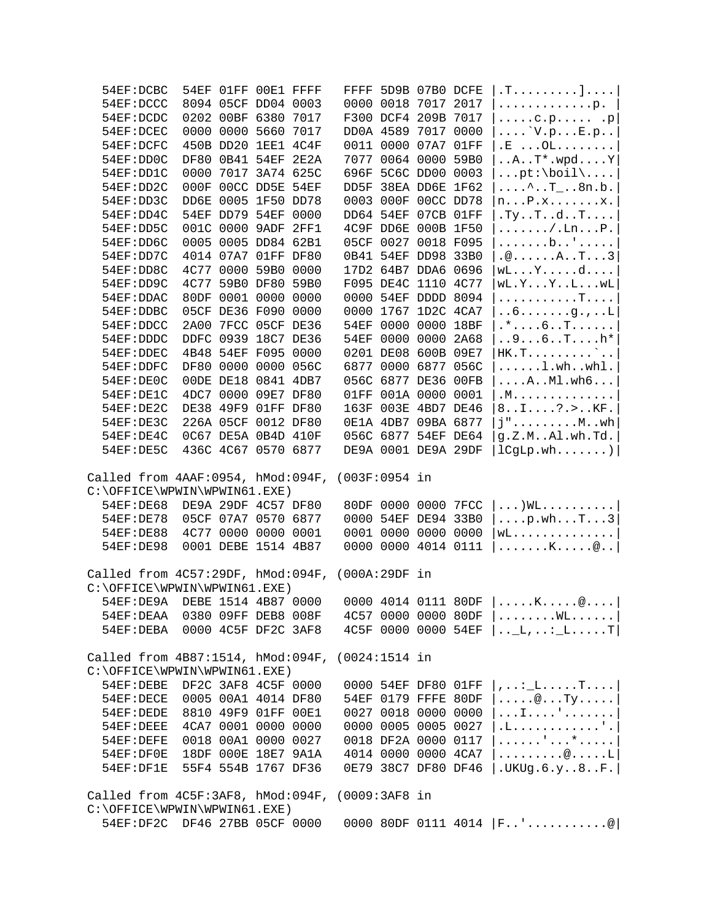```
  54EF:DCBC  54EF 01FF 00E1 FFFF   FFFF 5D9B 07B0 DCFE |.T.........]....|
  54EF:DCCC  8094 05CF DD04 0003   0000 0018 7017 2017 |............p. |
  54EF:DCDC  0202 00BF 6380 7017   F300 DCF4 209B 7017 |.....c.p..... .p|
  54EF:DCEC  0000 0000 5660 7017   DD0A 4589 7017 0000 |....`V.p...E.p..|
  54EF:DCFC  450B DD20 1EE1 4C4F   0011 0000 07A7 01FF |.E ...OL........|
  54EF:DD0C  DF80 0B41 54EF 2E2A   7077 0064 0000 59B0 |..A..T*.wpd....Y|
  54EF:DD1C  0000 7017 3A74 625C   696F 5C6C DD00 0003 |...pt:\boil\....|
  54EF:DD2C  000F 00CC DD5E 54EF   DD5F 38EA DD6E 1F62 |....^..T_..8n.b.|
  54EF:DD3C  DD6E 0005 1F50 DD78   0003 000F 00CC DD78 |n...P.x.......x.|
  54EF:DD4C  54EF DD79 54EF 0000   DD64 54EF 07CB 01FF |.Ty..T..d..T....|
  54EF:DD5C  001C 0000 9ADF 2FF1   4C9F DD6E 000B 1F50 |......./.Ln...P.|
  54EF:DD6C  0005 0005 DD84 62B1   05CF 0027 0018 F095 |.......b..'.....|
  54EF:DD7C  4014 07A7 01FF DF80   0B41 54EF DD98 33B0 |.@......A..T...3|
  54EF:DD8C  4C77 0000 59B0 0000   17D2 64B7 DDA6 0696 |wL...Y.....d....|
  54EF:DD9C  4C77 59B0 DF80 59B0   F095 DE4C 1110 4C77 |wL.Y...Y..L...wL|
  54EF:DDAC  80DF 0001 0000 0000   0000 54EF DDDD 8094 |...........T....|
  54EF:DDBC  05CF DE36 F090 0000   0000 1767 1D2C 4CA7 |..6.......g.,..L|
  54EF:DDCC  2A00 7FCC 05CF DE36   54EF 0000 0000 18BF |.*....6..T......|
  54EF:DDDC  DDFC 0939 18C7 DE36   54EF 0000 0000 2A68 |..9...6..T....h*|
  54EF:DDEC  4B48 54EF F095 0000   0201 DE08 600B 09E7 |HK.T.........`..|
  54EF:DDFC  DF80 0000 0000 056C   6877 0000 6877 056C |......l.wh..whl.|
  54EF:DE0C  00DE DE18 0841 4DB7   056C 6877 DE36 00FB |....A..Ml.wh6...|
  54EF:DE1C  4DC7 0000 09E7 DF80   01FF 001A 0000 0001 |.M..............|
  54EF:DE2C  DE38 49F9 01FF DF80   163F 003E 4BD7 DE46 |8..I....?.>..KF.|
  54EF:DE3C  226A 05CF 0012 DF80   0E1A 4DB7 09BA 6877 |j"........M..wh|
  54EF:DE4C  0C67 DE5A 0B4D 410F   056C 6877 54EF DE64 |g.Z.M..Al.wh.Td.|
  54EF:DE5C  436C 4C67 0570 6877   DE9A 0001 DE9A 29DF |lCgLp.wh.......)|

Called from 4AAF:0954, hMod:094F, (003F:0954 in
C:\OFFICE\WPWIN\WPWIN61.EXE)
  54EF:DE68  DE9A 29DF 4C57 DF80   80DF 0000 0000 7FCC |...)WL..........|
  54EF:DE78  05CF 07A7 0570 6877   0000 54EF DE94 33B0 |....p.wh...T...3|
  54EF:DE88  4C77 0000 0000 0001   0001 0000 0000 0000 |wL..............|
  54EF:DE98  0001 DEBE 1514 4B87   0000 0000 4014 0111 |.......K.....@..|

Called from 4C57:29DF, hMod:094F, (000A:29DF in
C:\OFFICE\WPWIN\WPWIN61.EXE)
  54EF:DE9A  DEBE 1514 4B87 0000   0000 4014 0111 80DF |.....K.....@....|
  54EF:DEAA  0380 09FF DEB8 008F   4C57 0000 0000 80DF |........WL......|
  54EF:DEBA  0000 4C5F DF2C 3AF8   4C5F 0000 0000 54EF |.._L,..:_L.....T|

Called from 4B87:1514, hMod:094F, (0024:1514 in
C:\OFFICE\WPWIN\WPWIN61.EXE)
  54EF:DEBE  DF2C 3AF8 4C5F 0000   0000 54EF DF80 01FF |,..:_L.....T....|
  54EF:DECE  0005 00A1 4014 DF80   54EF 0179 FFFE 80DF |.....@...Ty.....|
  54EF:DEDE  8810 49F9 01FF 00E1   0027 0018 0000 0000 |...I....'.......|
  54EF:DEEE  4CA7 0001 0000 0000   0000 0005 0005 0027 |.L............'.|
  54EF:DEFE  0018 00A1 0000 0027   0018 DF2A 0000 0117 |......'...*.....|
  54EF:DF0E  18DF 000E 18E7 9A1A   4014 0000 0000 4CA7 |.........@.....L|
  54EF:DF1E  55F4 554B 1767 DF36   0E79 38C7 DF80 DF46 |.UKUg.6.y..8..F.|

Called from 4C5F:3AF8, hMod:094F, (0009:3AF8 in
C:\OFFICE\WPWIN\WPWIN61.EXE)
  54EF:DF2C  DF46 27BB 05CF 0000   0000 80DF 0111 4014 |F..'...........@|
```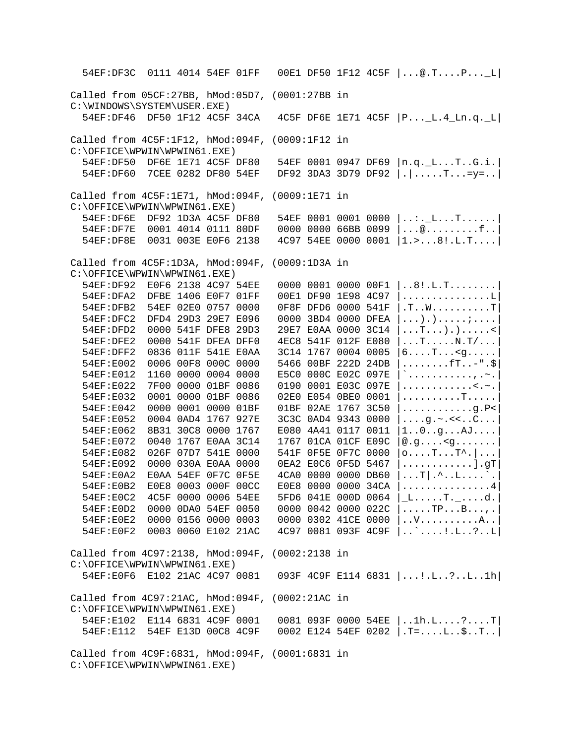```
  54EF:DF3C  0111 4014 54EF 01FF   00E1 DF50 1F12 4C5F |...@.T....P..._L|

Called from 05CF:27BB, hMod:05D7, (0001:27BB in
C:\WINDOWS\SYSTEM\USER.EXE)
  54EF:DF46  DF50 1F12 4C5F 34CA   4C5F DF6E 1E71 4C5F |P..._L.4_Ln.q._L|

Called from 4C5F:1F12, hMod:094F, (0009:1F12 in
C:\OFFICE\WPWIN\WPWIN61.EXE)
  54EF:DF50  DF6E 1E71 4C5F DF80   54EF 0001 0947 DF69 |n.q._L...T..G.i.|
  54EF:DF60  7CEE 0282 DF80 54EF   DF92 3DA3 3D79 DF92 |.|.....T...=y=..|

Called from 4C5F:1E71, hMod:094F, (0009:1E71 in
C:\OFFICE\WPWIN\WPWIN61.EXE)
  54EF:DF6E  DF92 1D3A 4C5F DF80   54EF 0001 0001 0000 |..:._L...T......|
  54EF:DF7E  0001 4014 0111 80DF   0000 0000 66BB 0099 |...@.........f..|
  54EF:DF8E  0031 003E E0F6 2138   4C97 54EE 0000 0001 |1.>...8!.L.T....|

Called from 4C5F:1D3A, hMod:094F, (0009:1D3A in
C:\OFFICE\WPWIN\WPWIN61.EXE)
  54EF:DF92  E0F6 2138 4C97 54EE   0000 0001 0000 00F1 |..8!.L.T........|
  54EF:DFA2  DFBE 1406 E0F7 01FF   00E1 DF90 1E98 4C97 |...............L|
  54EF:DFB2  54EF 02E0 0757 0000   0F8F DFD6 0000 541F |.T..W..........T|
  54EF:DFC2  DFD4 29D3 29E7 E096   0000 3BD4 0000 DFEA |...).).....;....|
  54EF:DFD2  0000 541F DFE8 29D3   29E7 E0AA 0000 3C14 |...T...).).....<|
  54EF:DFE2  0000 541F DFEA DFF0   4EC8 541F 012F E080 |...T.....N.T/...|
  54EF:DFF2  0836 011F 541E E0AA   3C14 1767 0004 0005 |6....T...<g.....|
  54EF:E002  0006 00F8 000C 0000   5466 00BF 222D 24DB |........fT..-".$|
  54EF:E012  1160 0000 0004 0000   E5C0 000C E02C 097E |`...........,.~.|
  54EF:E022  7F00 0000 01BF 0086   0190 0001 E03C 097E |............<.~.|
  54EF:E032  0001 0000 01BF 0086   02E0 E054 0BE0 0001 |..........T.....|
  54EF:E042  0000 0001 0000 01BF   01BF 02AE 1767 3C50 |............g.P<|
  54EF:E052  0004 0AD4 1767 927E   3C3C 0AD4 9343 0000 |....g.~.<<..C...|
  54EF:E062  8B31 30C8 0000 1767   E080 4A41 0117 0011 |1..0..g...AJ....|
  54EF:E072  0040 1767 E0AA 3C14   1767 01CA 01CF E09C |@.g....<g.......|
  54EF:E082  026F 07D7 541E 0000   541F 0F5E 0F7C 0000 |o....T...T^.|...|
  54EF:E092  0000 030A E0AA 0000   0EA2 E0C6 0F5D 5467 |............].gT|
  54EF:E0A2  E0AA 54EF 0F7C 0F5E   4CA0 0000 0000 DB60 |...T|.^..L....`.|
  54EF:E0B2  E0E8 0003 000F 00CC   E0E8 0000 0000 34CA |..............4|
  54EF:E0C2  4C5F 0000 0006 54EE   5FD6 041E 000D 0064 |_L.....T._....d.|
  54EF:E0D2  0000 0DA0 54EF 0050   0000 0042 0000 022C |.....TP...B...,.|
  54EF:E0E2  0000 0156 0000 0003   0000 0302 41CE 0000 |..V..........A..|
  54EF:E0F2  0003 0060 E102 21AC   4C97 0081 093F 4C9F |..`....!.L..?..L|

Called from 4C97:2138, hMod:094F, (0002:2138 in
C:\OFFICE\WPWIN\WPWIN61.EXE)
  54EF:E0F6  E102 21AC 4C97 0081   093F 4C9F E114 6831 |...!.L..?..L..1h|

Called from 4C97:21AC, hMod:094F, (0002:21AC in
C:\OFFICE\WPWIN\WPWIN61.EXE)
  54EF:E102  E114 6831 4C9F 0001   0081 093F 0000 54EE |..1h.L....?....T|
  54EF:E112  54EF E13D 00C8 4C9F   0002 E124 54EF 0202 |.T=....L..$..T..|

Called from 4C9F:6831, hMod:094F, (0001:6831 in
C:\OFFICE\WPWIN\WPWIN61.EXE)
```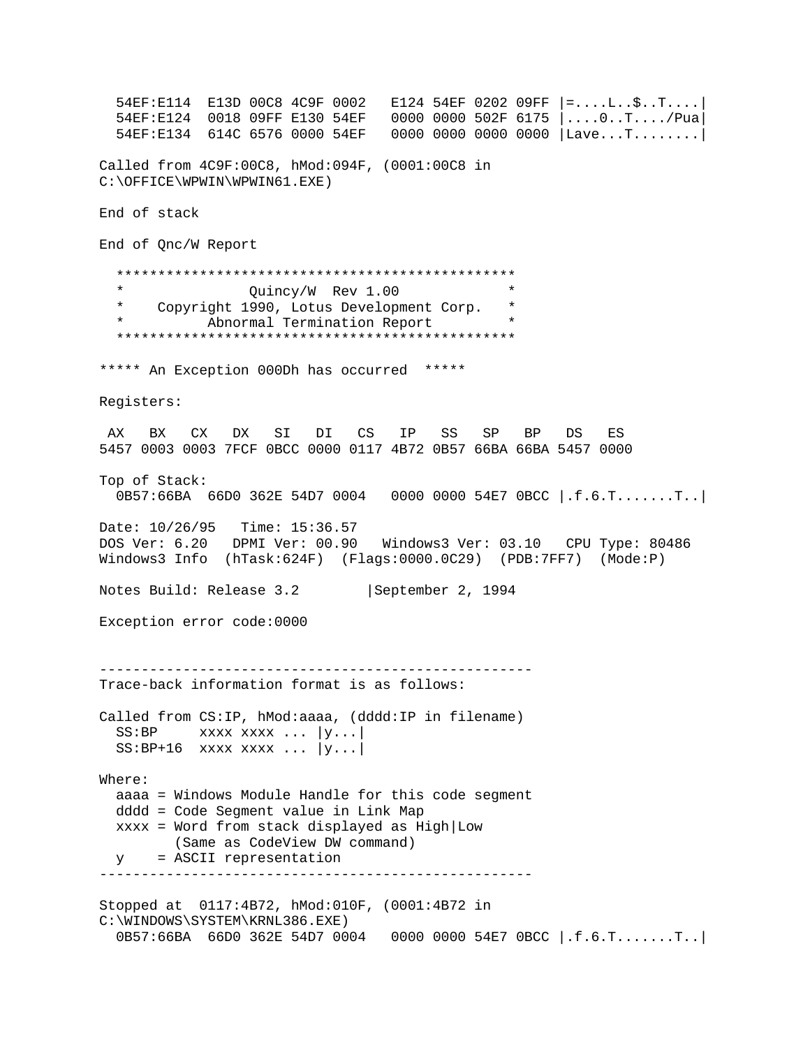```
  54EF:E114  E13D 00C8 4C9F 0002   E124 54EF 0202 09FF |=....L..$..T....|
  54EF:E124  0018 09FF E130 54EF   0000 0000 502F 6175 |....0..T..../Pua|
  54EF:E134  614C 6576 0000 54EF   0000 0000 0000 0000 |Lave...T........|

Called from 4C9F:00C8, hMod:094F, (0001:00C8 in
C:\OFFICE\WPWIN\WPWIN61.EXE)

End of stack

End of Qnc/W Report

  ************************************************
  *              Quincy/W  Rev 1.00              *
  *    Copyright 1990, Lotus Development Corp.   *
  *          Abnormal Termination Report         *
  ************************************************

***** An Exception 000Dh has occurred  *****

Registers:

 AX   BX   CX   DX   SI   DI   CS   IP   SS   SP   BP   DS   ES
5457 0003 0003 7FCF 0BCC 0000 0117 4B72 0B57 66BA 66BA 5457 0000

Top of Stack:
  0B57:66BA  66D0 362E 54D7 0004   0000 0000 54E7 0BCC |.f.6.T.......T..|

Date: 10/26/95   Time: 15:36.57
DOS Ver: 6.20   DPMI Ver: 00.90   Windows3 Ver: 03.10   CPU Type: 80486
Windows3 Info  (hTask:624F)  (Flags:0000.0C29)  (PDB:7FF7)  (Mode:P)

Notes Build: Release 3.2        |September 2, 1994

Exception error code:0000


----------------------------------------------------
Trace-back information format is as follows:

Called from CS:IP, hMod:aaaa, (dddd:IP in filename)
  SS:BP     xxxx xxxx ... |y...|
  SS:BP+16  xxxx xxxx ... |y...|

Where:
  aaaa = Windows Module Handle for this code segment
  dddd = Code Segment value in Link Map
  xxxx = Word from stack displayed as High|Low
         (Same as CodeView DW command)
  y    = ASCII representation
----------------------------------------------------

Stopped at  0117:4B72, hMod:010F, (0001:4B72 in
C:\WINDOWS\SYSTEM\KRNL386.EXE)
  0B57:66BA  66D0 362E 54D7 0004   0000 0000 54E7 0BCC |.f.6.T.......T..|
```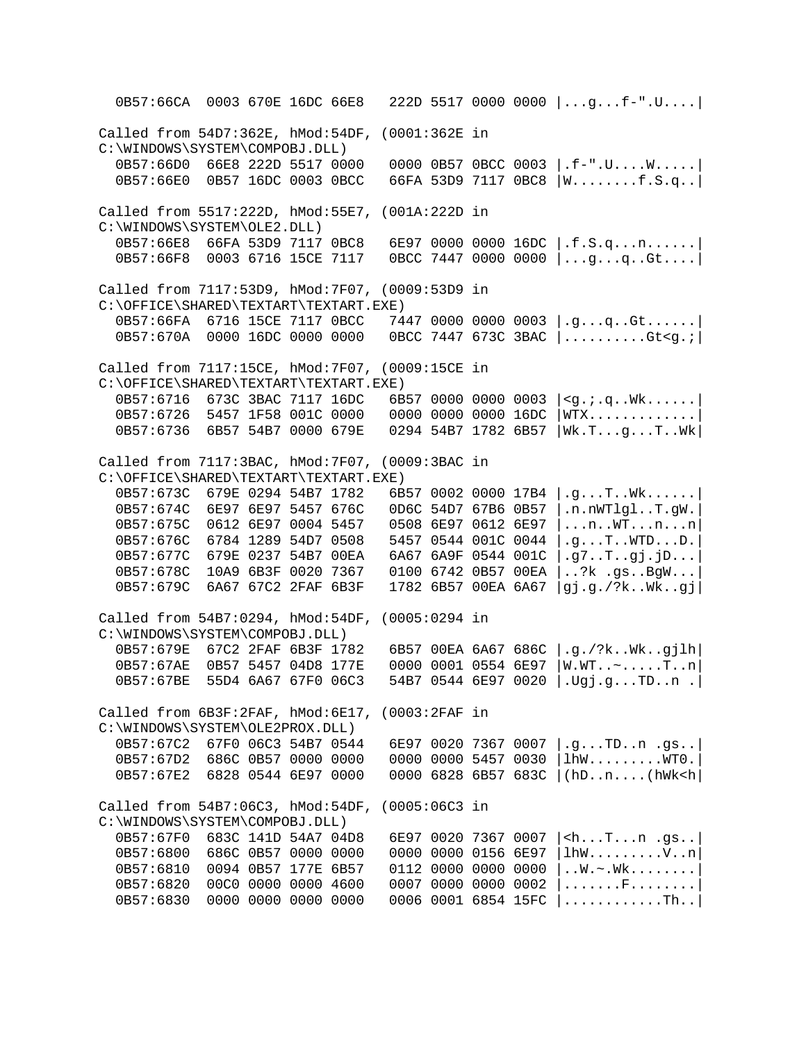```
  0B57:66CA  0003 670E 16DC 66E8   222D 5517 0000 0000 |...g...f-".U....|

Called from 54D7:362E, hMod:54DF, (0001:362E in
C:\WINDOWS\SYSTEM\COMPOBJ.DLL)
  0B57:66D0  66E8 222D 5517 0000   0000 0B57 0BCC 0003 |.f-".U....W.....|
  0B57:66E0  0B57 16DC 0003 0BCC   66FA 53D9 7117 0BC8 |W........f.S.q..|

Called from 5517:222D, hMod:55E7, (001A:222D in
C:\WINDOWS\SYSTEM\OLE2.DLL)
  0B57:66E8  66FA 53D9 7117 0BC8   6E97 0000 0000 16DC |.f.S.q...n......|
  0B57:66F8  0003 6716 15CE 7117   0BCC 7447 0000 0000 |...g...q..Gt....|

Called from 7117:53D9, hMod:7F07, (0009:53D9 in
C:\OFFICE\SHARED\TEXTART\TEXTART.EXE)
  0B57:66FA  6716 15CE 7117 0BCC   7447 0000 0000 0003 |.g...q..Gt......|
  0B57:670A  0000 16DC 0000 0000   0BCC 7447 673C 3BAC |..........Gt<g.;|

Called from 7117:15CE, hMod:7F07, (0009:15CE in
C:\OFFICE\SHARED\TEXTART\TEXTART.EXE)
  0B57:6716  673C 3BAC 7117 16DC   6B57 0000 0000 0003 |<g.;.q..Wk......|
  0B57:6726  5457 1F58 001C 0000   0000 0000 0000 16DC |WTX.............|
  0B57:6736  6B57 54B7 0000 679E   0294 54B7 1782 6B57 |Wk.T...g...T..Wk|

Called from 7117:3BAC, hMod:7F07, (0009:3BAC in
C:\OFFICE\SHARED\TEXTART\TEXTART.EXE)
  0B57:673C  679E 0294 54B7 1782   6B57 0002 0000 17B4 |.g...T..Wk......|
  0B57:674C  6E97 6E97 5457 676C   0D6C 54D7 67B6 0B57 |.n.nWTlgl..T.gW.|
  0B57:675C  0612 6E97 0004 5457   0508 6E97 0612 6E97 |...n..WT...n...n|
  0B57:676C  6784 1289 54D7 0508   5457 0544 001C 0044 |.g...T..WTD...D.|
  0B57:677C  679E 0237 54B7 00EA   6A67 6A9F 0544 001C |.g7..T..gj.jD...|
  0B57:678C  10A9 6B3F 0020 7367   0100 6742 0B57 00EA |..?k .gs..BgW...|
  0B57:679C  6A67 67C2 2FAF 6B3F   1782 6B57 00EA 6A67 |gj.g./?k..Wk..gj|

Called from 54B7:0294, hMod:54DF, (0005:0294 in
C:\WINDOWS\SYSTEM\COMPOBJ.DLL)
  0B57:679E  67C2 2FAF 6B3F 1782   6B57 00EA 6A67 686C |.g./?k..Wk..gjlh|
  0B57:67AE  0B57 5457 04D8 177E   0000 0001 0554 6E97 |W.WT..~.....T..n|
  0B57:67BE  55D4 6A67 67F0 06C3   54B7 0544 6E97 0020 |.Ugj.g...TD..n .|

Called from 6B3F:2FAF, hMod:6E17, (0003:2FAF in
C:\WINDOWS\SYSTEM\OLE2PROX.DLL)
  0B57:67C2  67F0 06C3 54B7 0544   6E97 0020 7367 0007 |.g...TD..n .gs..|
  0B57:67D2  686C 0B57 0000 0000   0000 0000 5457 0030 |lhW.........WT0.|
  0B57:67E2  6828 0544 6E97 0000   0000 6828 6B57 683C |(hD..n....(hWk<h|

Called from 54B7:06C3, hMod:54DF, (0005:06C3 in
C:\WINDOWS\SYSTEM\COMPOBJ.DLL)
  0B57:67F0  683C 141D 54A7 04D8   6E97 0020 7367 0007 |<h...T...n .gs..|
  0B57:6800  686C 0B57 0000 0000   0000 0000 0156 6E97 |lhW.........V..n|
  0B57:6810  0094 0B57 177E 6B57   0112 0000 0000 0000 |..W.~.Wk........|
  0B57:6820  00C0 0000 0000 4600   0007 0000 0000 0002 |.......F........|
  0B57:6830  0000 0000 0000 0000   0006 0001 6854 15FC |............Th..|
```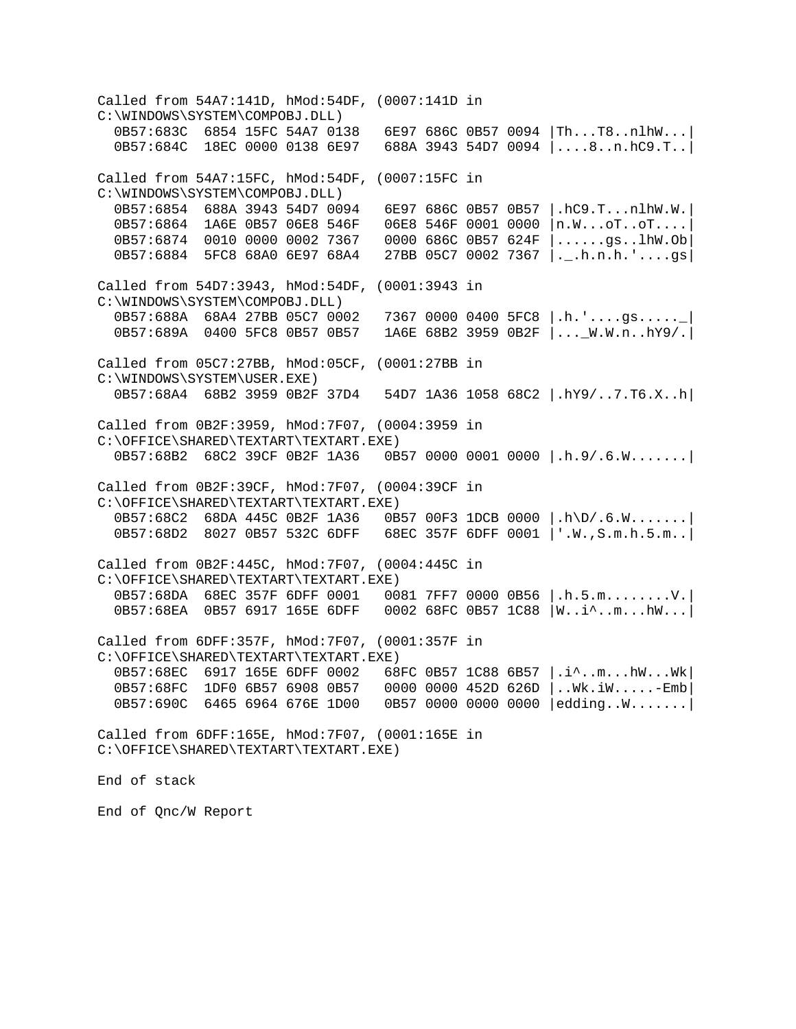```
Called from 54A7:141D, hMod:54DF, (0007:141D in
C:\WINDOWS\SYSTEM\COMPOBJ.DLL)
  0B57:683C  6854 15FC 54A7 0138   6E97 686C 0B57 0094 |Th...T8..nlhW...|
  0B57:684C  18EC 0000 0138 6E97   688A 3943 54D7 0094 |....8..n.hC9.T..|

Called from 54A7:15FC, hMod:54DF, (0007:15FC in
C:\WINDOWS\SYSTEM\COMPOBJ.DLL)
  0B57:6854  688A 3943 54D7 0094   6E97 686C 0B57 0B57 |.hC9.T...nlhW.W.|
  0B57:6864  1A6E 0B57 06E8 546F   06E8 546F 0001 0000 |n.W...oT..oT....|
  0B57:6874  0010 0000 0002 7367   0000 686C 0B57 624F |......gs..lhW.Ob|
  0B57:6884  5FC8 68A0 6E97 68A4   27BB 05C7 0002 7367 |._.h.n.h.'....gs|

Called from 54D7:3943, hMod:54DF, (0001:3943 in
C:\WINDOWS\SYSTEM\COMPOBJ.DLL)
  0B57:688A  68A4 27BB 05C7 0002   7367 0000 0400 5FC8 |.h.'....gs....._|
  0B57:689A  0400 5FC8 0B57 0B57   1A6E 68B2 3959 0B2F |..._W.W.n..hY9/.|

Called from 05C7:27BB, hMod:05CF, (0001:27BB in
C:\WINDOWS\SYSTEM\USER.EXE)
  0B57:68A4  68B2 3959 0B2F 37D4   54D7 1A36 1058 68C2 |.hY9/..7.T6.X..h|

Called from 0B2F:3959, hMod:7F07, (0004:3959 in
C:\OFFICE\SHARED\TEXTART\TEXTART.EXE)
  0B57:68B2  68C2 39CF 0B2F 1A36   0B57 0000 0001 0000 |.h.9/.6.W.......|

Called from 0B2F:39CF, hMod:7F07, (0004:39CF in
C:\OFFICE\SHARED\TEXTART\TEXTART.EXE)
  0B57:68C2  68DA 445C 0B2F 1A36   0B57 00F3 1DCB 0000 |.h\D/.6.W.......|
  0B57:68D2  8027 0B57 532C 6DFF   68EC 357F 6DFF 0001 |'.W.,S.m.h.5.m..|

Called from 0B2F:445C, hMod:7F07, (0004:445C in
C:\OFFICE\SHARED\TEXTART\TEXTART.EXE)
  0B57:68DA  68EC 357F 6DFF 0001   0081 7FF7 0000 0B56 |.h.5.m........V.|
  0B57:68EA  0B57 6917 165E 6DFF   0002 68FC 0B57 1C88 |W..i^..m...hW...|

Called from 6DFF:357F, hMod:7F07, (0001:357F in
C:\OFFICE\SHARED\TEXTART\TEXTART.EXE)
  0B57:68EC  6917 165E 6DFF 0002   68FC 0B57 1C88 6B57 |.i^..m...hW...Wk|
  0B57:68FC  1DF0 6B57 6908 0B57   0000 0000 452D 626D |..Wk.iW.....-Emb|
  0B57:690C  6465 6964 676E 1D00   0B57 0000 0000 0000 |edding..W.......|

Called from 6DFF:165E, hMod:7F07, (0001:165E in
C:\OFFICE\SHARED\TEXTART\TEXTART.EXE)

End of stack

End of Qnc/W Report
```